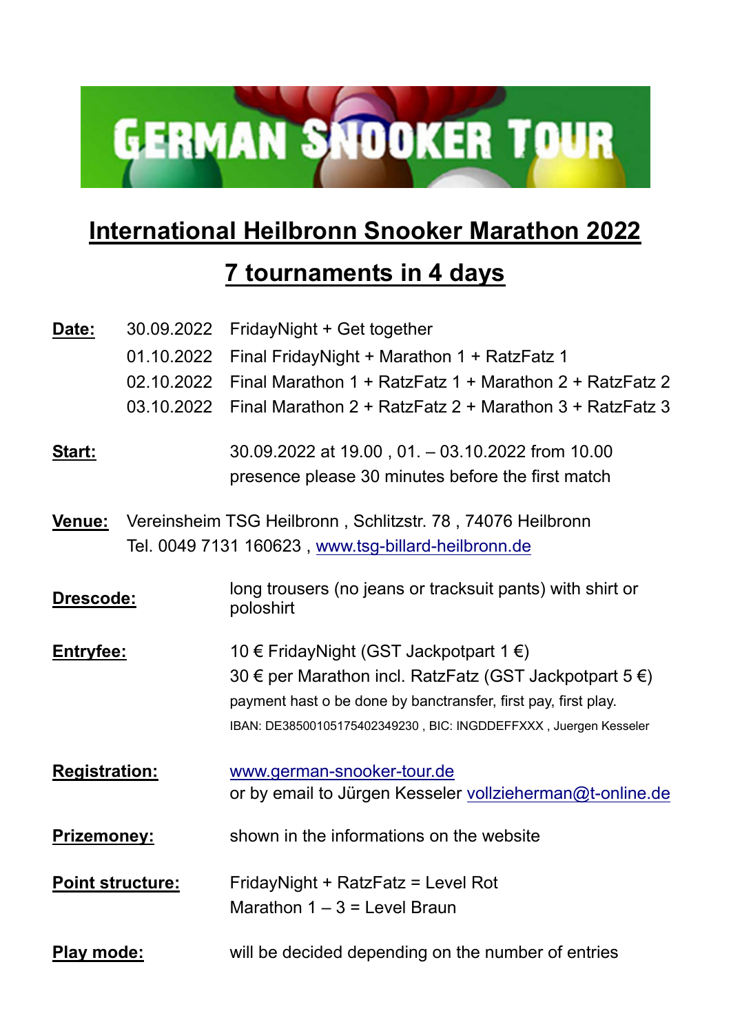GERMAN SNOOKER TOUR

# International Heilbronn Snooker Marathon 2022

## 7 tournaments in 4 days

**Date:**

| | |
|---|---|
| 30.09.2022 | FridayNight + Get together |
| 01.10.2022 | Final FridayNight + Marathon 1 + RatzFatz 1 |
| 02.10.2022 | Final Marathon 1 + RatzFatz 1 + Marathon 2 + RatzFatz 2 |
| 03.10.2022 | Final Marathon 2 + RatzFatz 2 + Marathon 3 + RatzFatz 3 |

**Start:** 30.09.2022 at 19.00 , 01. – 03.10.2022 from 10.00
presence please 30 minutes before the first match

**Venue:** Vereinsheim TSG Heilbronn , Schlitzstr. 78 , 74076 Heilbronn
Tel. 0049 7131 160623 , www.tsg-billard-heilbronn.de

**Drescode:** long trousers (no jeans or tracksuit pants) with shirt or poloshirt

**Entryfee:** 10 € FridayNight (GST Jackpotpart 1 €)
30 € per Marathon incl. RatzFatz (GST Jackpotpart 5 €)
payment hast o be done by banctransfer, first pay, first play.
IBAN: DE38500105175402349230 , BIC: INGDDEFFXXX , Juergen Kesseler

**Registration:** www.german-snooker-tour.de
or by email to Jürgen Kesseler vollzieherman@t-online.de

**Prizemoney:** shown in the informations on the website

**Point structure:** FridayNight + RatzFatz = Level Rot
Marathon 1 – 3 = Level Braun

**Play mode:** will be decided depending on the number of entries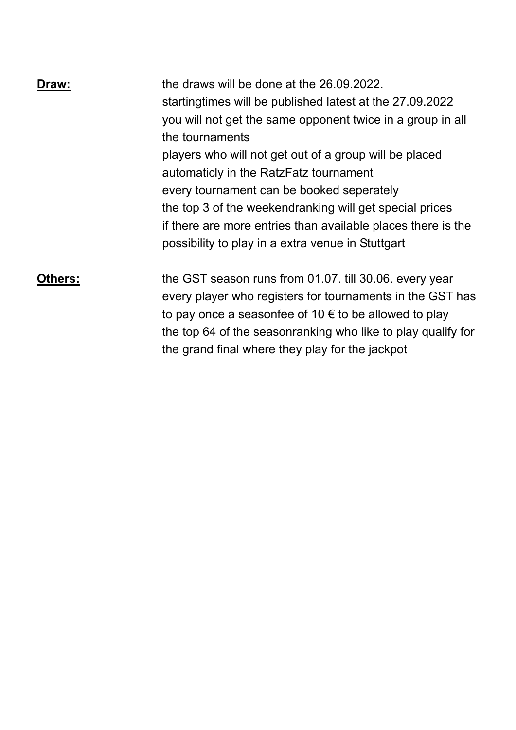**Draw:**

the draws will be done at the 26.09.2022.
startingtimes will be published latest at the 27.09.2022
you will not get the same opponent twice in a group in all the tournaments
players who will not get out of a group will be placed automaticly in the RatzFatz tournament
every tournament can be booked seperately
the top 3 of the weekendranking will get special prices
if there are more entries than available places there is the possibility to play in a extra venue in Stuttgart

**Others:**

the GST season runs from 01.07. till 30.06. every year
every player who registers for tournaments in the GST has to pay once a seasonfee of 10 € to be allowed to play
the top 64 of the seasonranking who like to play qualify for the grand final where they play for the jackpot